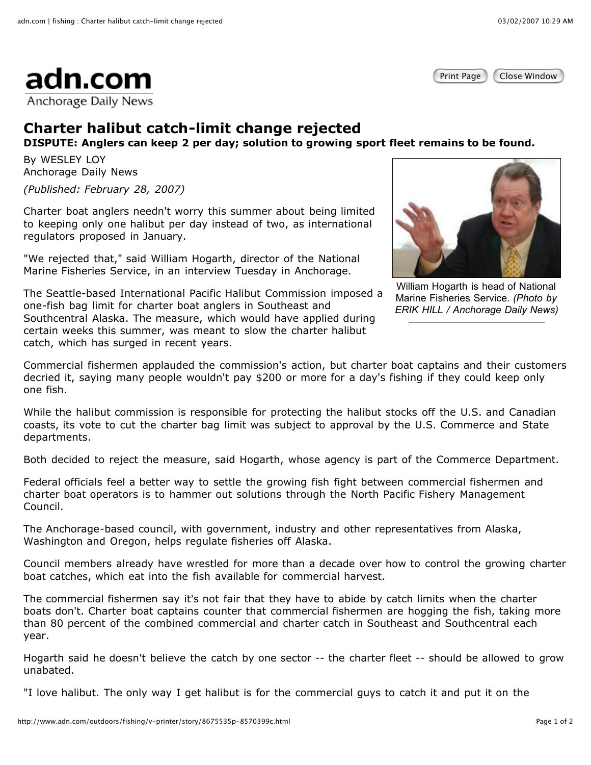adn.com
Anchorage Daily News

# Charter halibut catch-limit change rejected

**DISPUTE: Anglers can keep 2 per day; solution to growing sport fleet remains to be found.**

By WESLEY LOY
Anchorage Daily News

*(Published: February 28, 2007)*

Charter boat anglers needn't worry this summer about being limited to keeping only one halibut per day instead of two, as international regulators proposed in January.

"We rejected that," said William Hogarth, director of the National Marine Fisheries Service, in an interview Tuesday in Anchorage.

William Hogarth is head of National Marine Fisheries Service. *(Photo by ERIK HILL / Anchorage Daily News)*

The Seattle-based International Pacific Halibut Commission imposed a one-fish bag limit for charter boat anglers in Southeast and Southcentral Alaska. The measure, which would have applied during certain weeks this summer, was meant to slow the charter halibut catch, which has surged in recent years.

Commercial fishermen applauded the commission's action, but charter boat captains and their customers decried it, saying many people wouldn't pay $200 or more for a day's fishing if they could keep only one fish.

While the halibut commission is responsible for protecting the halibut stocks off the U.S. and Canadian coasts, its vote to cut the charter bag limit was subject to approval by the U.S. Commerce and State departments.

Both decided to reject the measure, said Hogarth, whose agency is part of the Commerce Department.

Federal officials feel a better way to settle the growing fish fight between commercial fishermen and charter boat operators is to hammer out solutions through the North Pacific Fishery Management Council.

The Anchorage-based council, with government, industry and other representatives from Alaska, Washington and Oregon, helps regulate fisheries off Alaska.

Council members already have wrestled for more than a decade over how to control the growing charter boat catches, which eat into the fish available for commercial harvest.

The commercial fishermen say it's not fair that they have to abide by catch limits when the charter boats don't. Charter boat captains counter that commercial fishermen are hogging the fish, taking more than 80 percent of the combined commercial and charter catch in Southeast and Southcentral each year.

Hogarth said he doesn't believe the catch by one sector -- the charter fleet -- should be allowed to grow unabated.

"I love halibut. The only way I get halibut is for the commercial guys to catch it and put it on the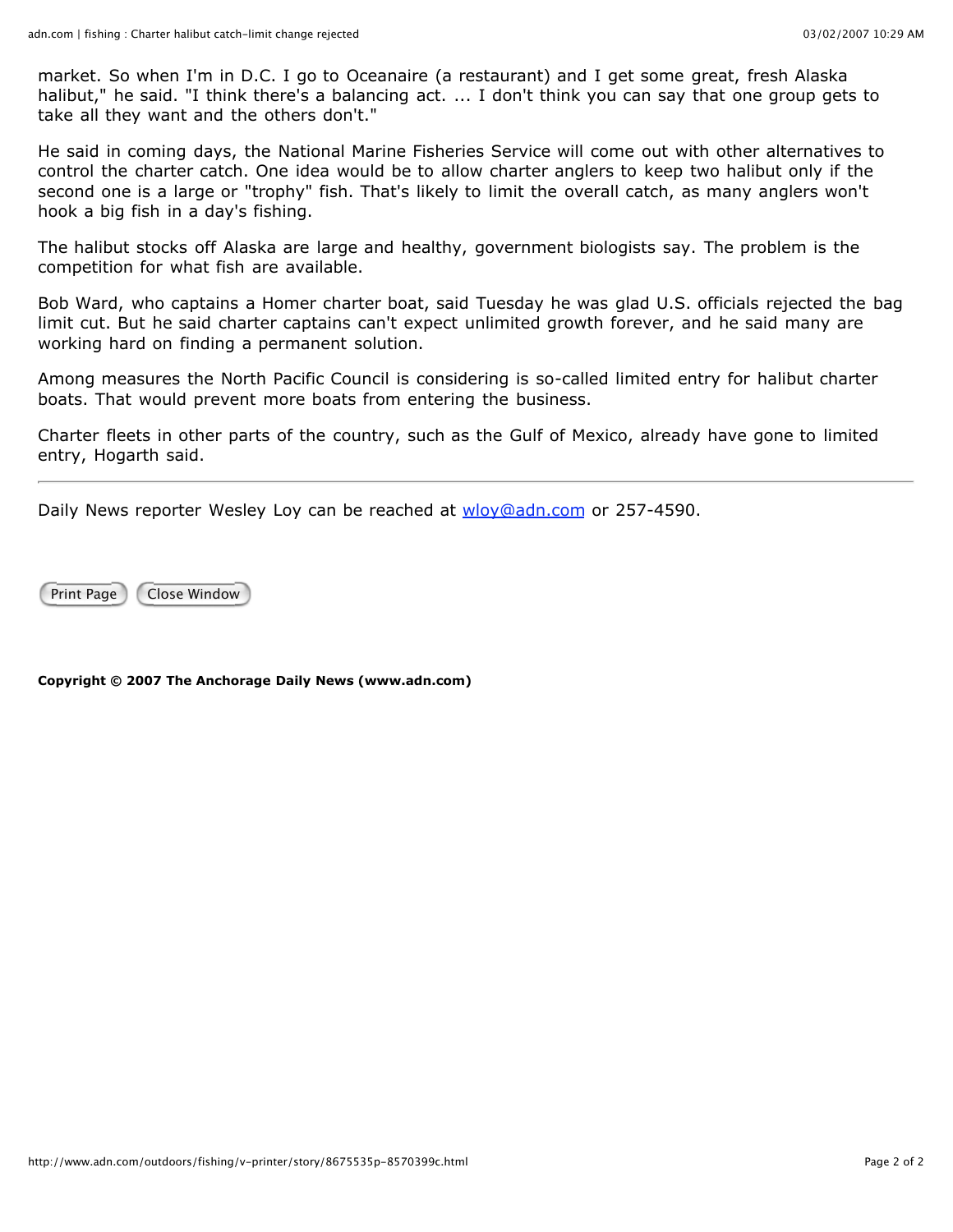market. So when I'm in D.C. I go to Oceanaire (a restaurant) and I get some great, fresh Alaska halibut," he said. "I think there's a balancing act. ... I don't think you can say that one group gets to take all they want and the others don't."

He said in coming days, the National Marine Fisheries Service will come out with other alternatives to control the charter catch. One idea would be to allow charter anglers to keep two halibut only if the second one is a large or "trophy" fish. That's likely to limit the overall catch, as many anglers won't hook a big fish in a day's fishing.

The halibut stocks off Alaska are large and healthy, government biologists say. The problem is the competition for what fish are available.

Bob Ward, who captains a Homer charter boat, said Tuesday he was glad U.S. officials rejected the bag limit cut. But he said charter captains can't expect unlimited growth forever, and he said many are working hard on finding a permanent solution.

Among measures the North Pacific Council is considering is so-called limited entry for halibut charter boats. That would prevent more boats from entering the business.

Charter fleets in other parts of the country, such as the Gulf of Mexico, already have gone to limited entry, Hogarth said.

---

Daily News reporter Wesley Loy can be reached at wloy@adn.com or 257-4590.

Print Page Close Window

**Copyright © 2007 The Anchorage Daily News (www.adn.com)**